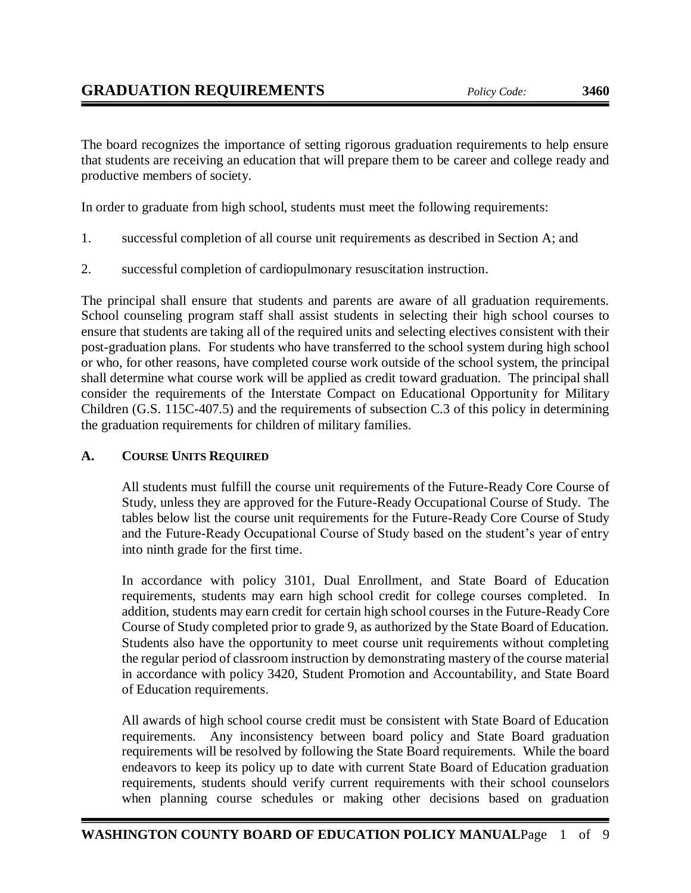# GRADUATION REQUIREMENTS

*Policy Code:* **3460**

The board recognizes the importance of setting rigorous graduation requirements to help ensure that students are receiving an education that will prepare them to be career and college ready and productive members of society.

In order to graduate from high school, students must meet the following requirements:

1. successful completion of all course unit requirements as described in Section A; and

2. successful completion of cardiopulmonary resuscitation instruction.

The principal shall ensure that students and parents are aware of all graduation requirements. School counseling program staff shall assist students in selecting their high school courses to ensure that students are taking all of the required units and selecting electives consistent with their post-graduation plans. For students who have transferred to the school system during high school or who, for other reasons, have completed course work outside of the school system, the principal shall determine what course work will be applied as credit toward graduation. The principal shall consider the requirements of the Interstate Compact on Educational Opportunity for Military Children (G.S. 115C-407.5) and the requirements of subsection C.3 of this policy in determining the graduation requirements for children of military families.

## A. COURSE UNITS REQUIRED

All students must fulfill the course unit requirements of the Future-Ready Core Course of Study, unless they are approved for the Future-Ready Occupational Course of Study. The tables below list the course unit requirements for the Future-Ready Core Course of Study and the Future-Ready Occupational Course of Study based on the student's year of entry into ninth grade for the first time.

In accordance with policy 3101, Dual Enrollment, and State Board of Education requirements, students may earn high school credit for college courses completed. In addition, students may earn credit for certain high school courses in the Future-Ready Core Course of Study completed prior to grade 9, as authorized by the State Board of Education. Students also have the opportunity to meet course unit requirements without completing the regular period of classroom instruction by demonstrating mastery of the course material in accordance with policy 3420, Student Promotion and Accountability, and State Board of Education requirements.

All awards of high school course credit must be consistent with State Board of Education requirements. Any inconsistency between board policy and State Board graduation requirements will be resolved by following the State Board requirements. While the board endeavors to keep its policy up to date with current State Board of Education graduation requirements, students should verify current requirements with their school counselors when planning course schedules or making other decisions based on graduation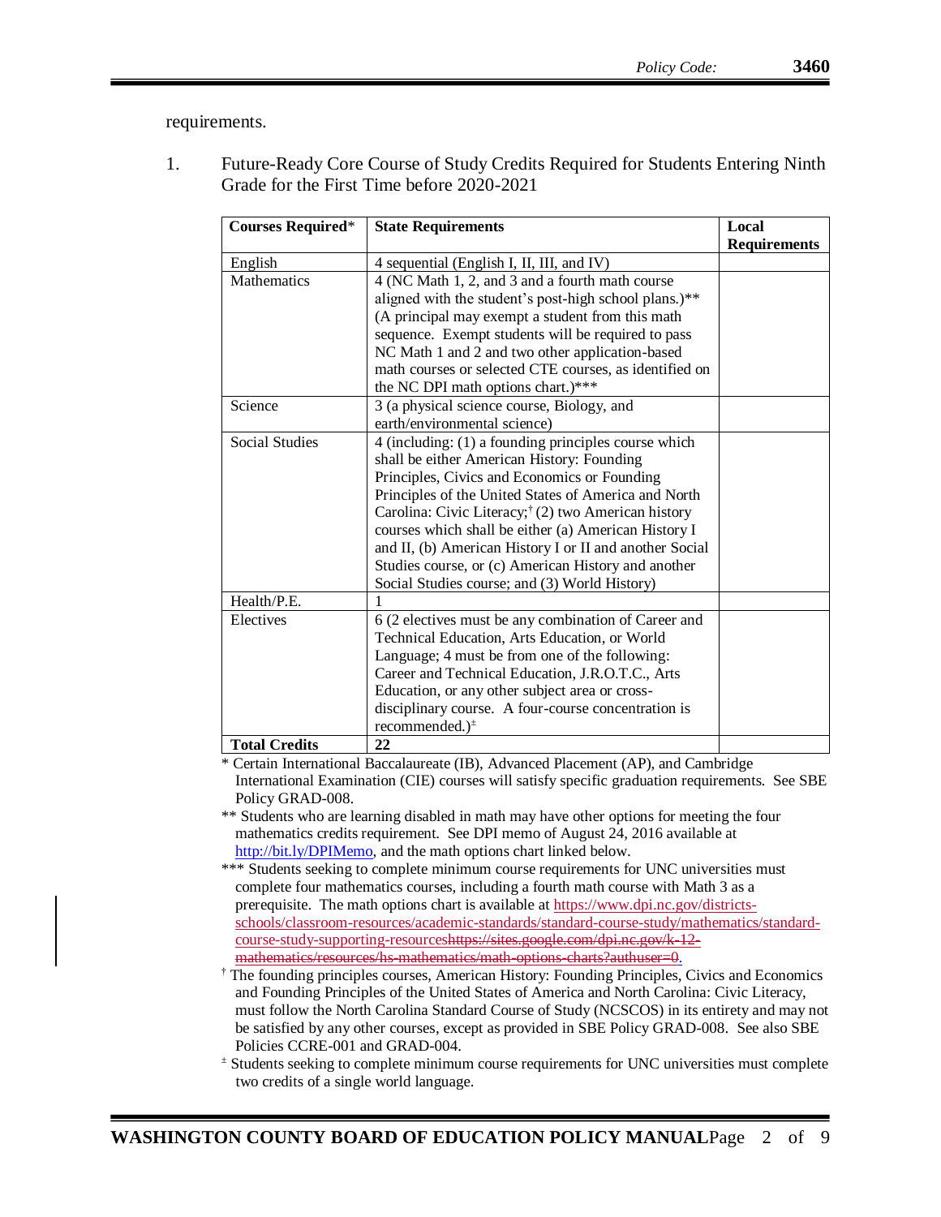requirements.

1. Future-Ready Core Course of Study Credits Required for Students Entering Ninth Grade for the First Time before 2020-2021

| Courses Required* | State Requirements | Local Requirements |
|---|---|---|
| English | 4 sequential (English I, II, III, and IV) | |
| Mathematics | 4 (NC Math 1, 2, and 3 and a fourth math course aligned with the student's post-high school plans.)** (A principal may exempt a student from this math sequence. Exempt students will be required to pass NC Math 1 and 2 and two other application-based math courses or selected CTE courses, as identified on the NC DPI math options chart.)*** | |
| Science | 3 (a physical science course, Biology, and earth/environmental science) | |
| Social Studies | 4 (including: (1) a founding principles course which shall be either American History: Founding Principles, Civics and Economics or Founding Principles of the United States of America and North Carolina: Civic Literacy;† (2) two American history courses which shall be either (a) American History I and II, (b) American History I or II and another Social Studies course, or (c) American History and another Social Studies course; and (3) World History) | |
| Health/P.E. | 1 | |
| Electives | 6 (2 electives must be any combination of Career and Technical Education, Arts Education, or World Language; 4 must be from one of the following: Career and Technical Education, J.R.O.T.C., Arts Education, or any other subject area or cross-disciplinary course. A four-course concentration is recommended.)± | |
| **Total Credits** | **22** | |

\* Certain International Baccalaureate (IB), Advanced Placement (AP), and Cambridge International Examination (CIE) courses will satisfy specific graduation requirements. See SBE Policy GRAD-008.

** Students who are learning disabled in math may have other options for meeting the four mathematics credits requirement. See DPI memo of August 24, 2016 available at http://bit.ly/DPIMemo, and the math options chart linked below.

*** Students seeking to complete minimum course requirements for UNC universities must complete four mathematics courses, including a fourth math course with Math 3 as a prerequisite. The math options chart is available at https://www.dpi.nc.gov/districts-schools/classroom-resources/academic-standards/standard-course-study/mathematics/standard-course-study-supporting-resources~~https://sites.google.com/dpi.nc.gov/k-12-mathematics/resources/hs-mathematics/math-options-charts?authuser=0~~.

† The founding principles courses, American History: Founding Principles, Civics and Economics and Founding Principles of the United States of America and North Carolina: Civic Literacy, must follow the North Carolina Standard Course of Study (NCSCOS) in its entirety and may not be satisfied by any other courses, except as provided in SBE Policy GRAD-008. See also SBE Policies CCRE-001 and GRAD-004.

± Students seeking to complete minimum course requirements for UNC universities must complete two credits of a single world language.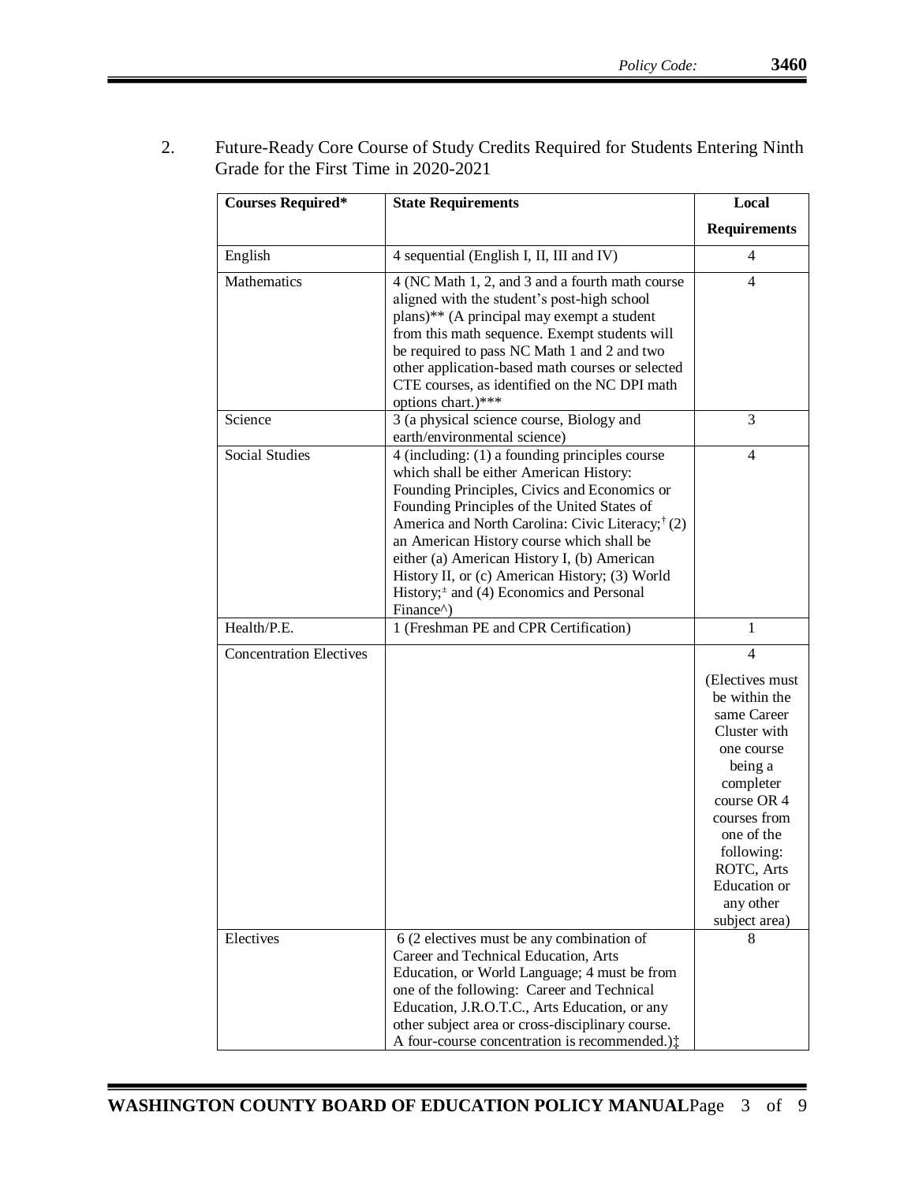2. Future-Ready Core Course of Study Credits Required for Students Entering Ninth Grade for the First Time in 2020-2021

| **Courses Required*** | **State Requirements** | **Local Requirements** |
|---|---|---|
| English | 4 sequential (English I, II, III and IV) | 4 |
| Mathematics | 4 (NC Math 1, 2, and 3 and a fourth math course aligned with the student's post-high school plans)** (A principal may exempt a student from this math sequence. Exempt students will be required to pass NC Math 1 and 2 and two other application-based math courses or selected CTE courses, as identified on the NC DPI math options chart.)*** | 4 |
| Science | 3 (a physical science course, Biology and earth/environmental science) | 3 |
| Social Studies | 4 (including: (1) a founding principles course which shall be either American History: Founding Principles, Civics and Economics or Founding Principles of the United States of America and North Carolina: Civic Literacy;[†] (2) an American History course which shall be either (a) American History I, (b) American History II, or (c) American History; (3) World History;[±] and (4) Economics and Personal Finance^) | 4 |
| Health/P.E. | 1 (Freshman PE and CPR Certification) | 1 |
| Concentration Electives | | 4 (Electives must be within the same Career Cluster with one course being a completer course OR 4 courses from one of the following: ROTC, Arts Education or any other subject area) |
| Electives | 6 (2 electives must be any combination of Career and Technical Education, Arts Education, or World Language; 4 must be from one of the following: Career and Technical Education, J.R.O.T.C., Arts Education, or any other subject area or cross-disciplinary course. A four-course concentration is recommended.)‡ | 8 |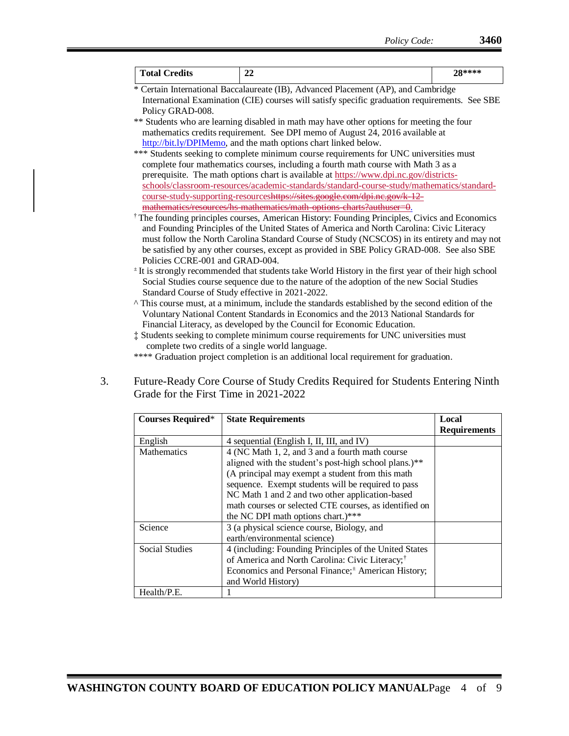| Total Credits | 22 | 28**** |
|---|---|---|

\* Certain International Baccalaureate (IB), Advanced Placement (AP), and Cambridge International Examination (CIE) courses will satisfy specific graduation requirements. See SBE Policy GRAD-008.

** Students who are learning disabled in math may have other options for meeting the four mathematics credits requirement. See DPI memo of August 24, 2016 available at http://bit.ly/DPIMemo, and the math options chart linked below.

*** Students seeking to complete minimum course requirements for UNC universities must complete four mathematics courses, including a fourth math course with Math 3 as a prerequisite. The math options chart is available at https://www.dpi.nc.gov/districts-schools/classroom-resources/academic-standards/standard-course-study/mathematics/standard-course-study-supporting-resources~~https://sites.google.com/dpi.nc.gov/k-12-mathematics/resources/hs-mathematics/math-options-charts?authuser=0~~.

† The founding principles courses, American History: Founding Principles, Civics and Economics and Founding Principles of the United States of America and North Carolina: Civic Literacy must follow the North Carolina Standard Course of Study (NCSCOS) in its entirety and may not be satisfied by any other courses, except as provided in SBE Policy GRAD-008. See also SBE Policies CCRE-001 and GRAD-004.

± It is strongly recommended that students take World History in the first year of their high school Social Studies course sequence due to the nature of the adoption of the new Social Studies Standard Course of Study effective in 2021-2022.

^ This course must, at a minimum, include the standards established by the second edition of the Voluntary National Content Standards in Economics and the 2013 National Standards for Financial Literacy, as developed by the Council for Economic Education.

‡ Students seeking to complete minimum course requirements for UNC universities must complete two credits of a single world language.

**** Graduation project completion is an additional local requirement for graduation.

3. Future-Ready Core Course of Study Credits Required for Students Entering Ninth Grade for the First Time in 2021-2022

| **Courses Required*** | **State Requirements** | **Local Requirements** |
|---|---|---|
| English | 4 sequential (English I, II, III, and IV) | |
| Mathematics | 4 (NC Math 1, 2, and 3 and a fourth math course aligned with the student's post-high school plans.)** (A principal may exempt a student from this math sequence. Exempt students will be required to pass NC Math 1 and 2 and two other application-based math courses or selected CTE courses, as identified on the NC DPI math options chart.)*** | |
| Science | 3 (a physical science course, Biology, and earth/environmental science) | |
| Social Studies | 4 (including: Founding Principles of the United States of America and North Carolina: Civic Literacy;† Economics and Personal Finance;± American History; and World History) | |
| Health/P.E. | 1 | |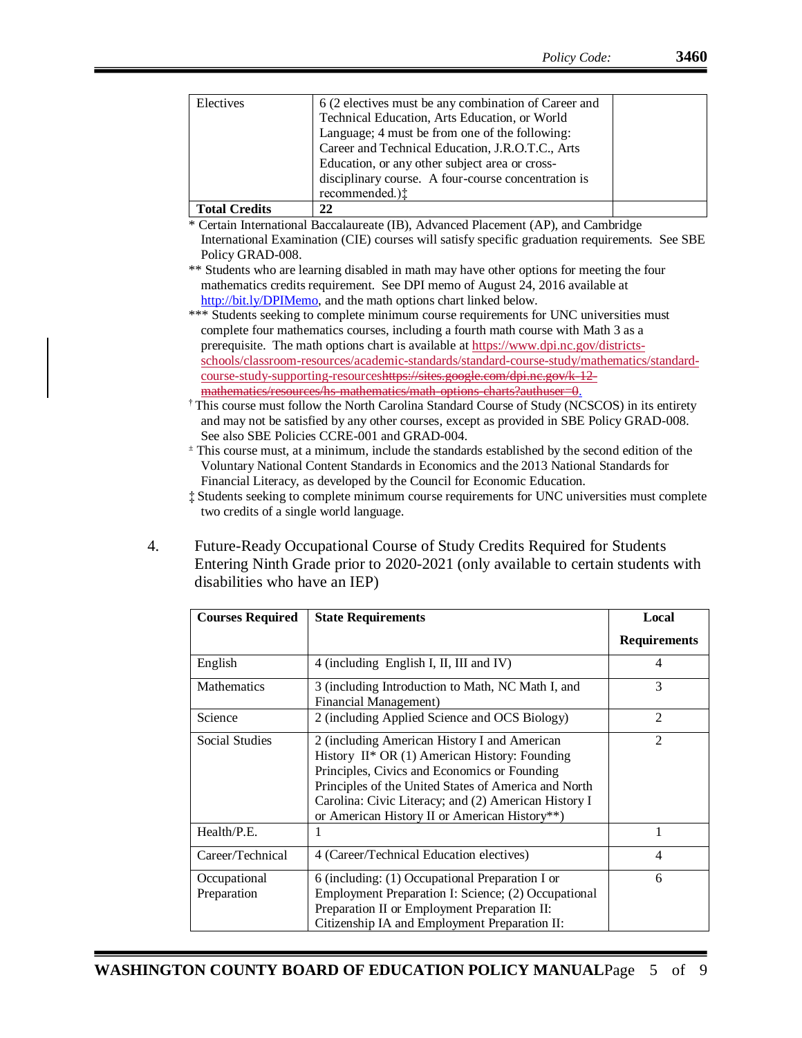| Electives | 6 (2 electives must be any combination of Career and Technical Education, Arts Education, or World Language; 4 must be from one of the following: Career and Technical Education, J.R.O.T.C., Arts Education, or any other subject area or cross-disciplinary course. A four-course concentration is recommended.)‡ | |
|---|---|---|
| **Total Credits** | **22** | |

\* Certain International Baccalaureate (IB), Advanced Placement (AP), and Cambridge International Examination (CIE) courses will satisfy specific graduation requirements. See SBE Policy GRAD-008.

\*\* Students who are learning disabled in math may have other options for meeting the four mathematics credits requirement. See DPI memo of August 24, 2016 available at http://bit.ly/DPIMemo, and the math options chart linked below.

\*\*\* Students seeking to complete minimum course requirements for UNC universities must complete four mathematics courses, including a fourth math course with Math 3 as a prerequisite. The math options chart is available at https://www.dpi.nc.gov/districts-schools/classroom-resources/academic-standards/standard-course-study/mathematics/standard-course-study-supporting-resources~~https://sites.google.com/dpi.nc.gov/k-12-mathematics/resources/hs-mathematics/math-options-charts?authuser=0~~.

† This course must follow the North Carolina Standard Course of Study (NCSCOS) in its entirety and may not be satisfied by any other courses, except as provided in SBE Policy GRAD-008. See also SBE Policies CCRE-001 and GRAD-004.

± This course must, at a minimum, include the standards established by the second edition of the Voluntary National Content Standards in Economics and the 2013 National Standards for Financial Literacy, as developed by the Council for Economic Education.

‡ Students seeking to complete minimum course requirements for UNC universities must complete two credits of a single world language.

4. Future-Ready Occupational Course of Study Credits Required for Students Entering Ninth Grade prior to 2020-2021 (only available to certain students with disabilities who have an IEP)

| Courses Required | State Requirements | Local Requirements |
|---|---|---|
| English | 4 (including English I, II, III and IV) | 4 |
| Mathematics | 3 (including Introduction to Math, NC Math I, and Financial Management) | 3 |
| Science | 2 (including Applied Science and OCS Biology) | 2 |
| Social Studies | 2 (including American History I and American History II* OR (1) American History: Founding Principles, Civics and Economics or Founding Principles of the United States of America and North Carolina: Civic Literacy; and (2) American History I or American History II or American History**) | 2 |
| Health/P.E. | 1 | 1 |
| Career/Technical | 4 (Career/Technical Education electives) | 4 |
| Occupational Preparation | 6 (including: (1) Occupational Preparation I or Employment Preparation I: Science; (2) Occupational Preparation II or Employment Preparation II: Citizenship IA and Employment Preparation II: | 6 |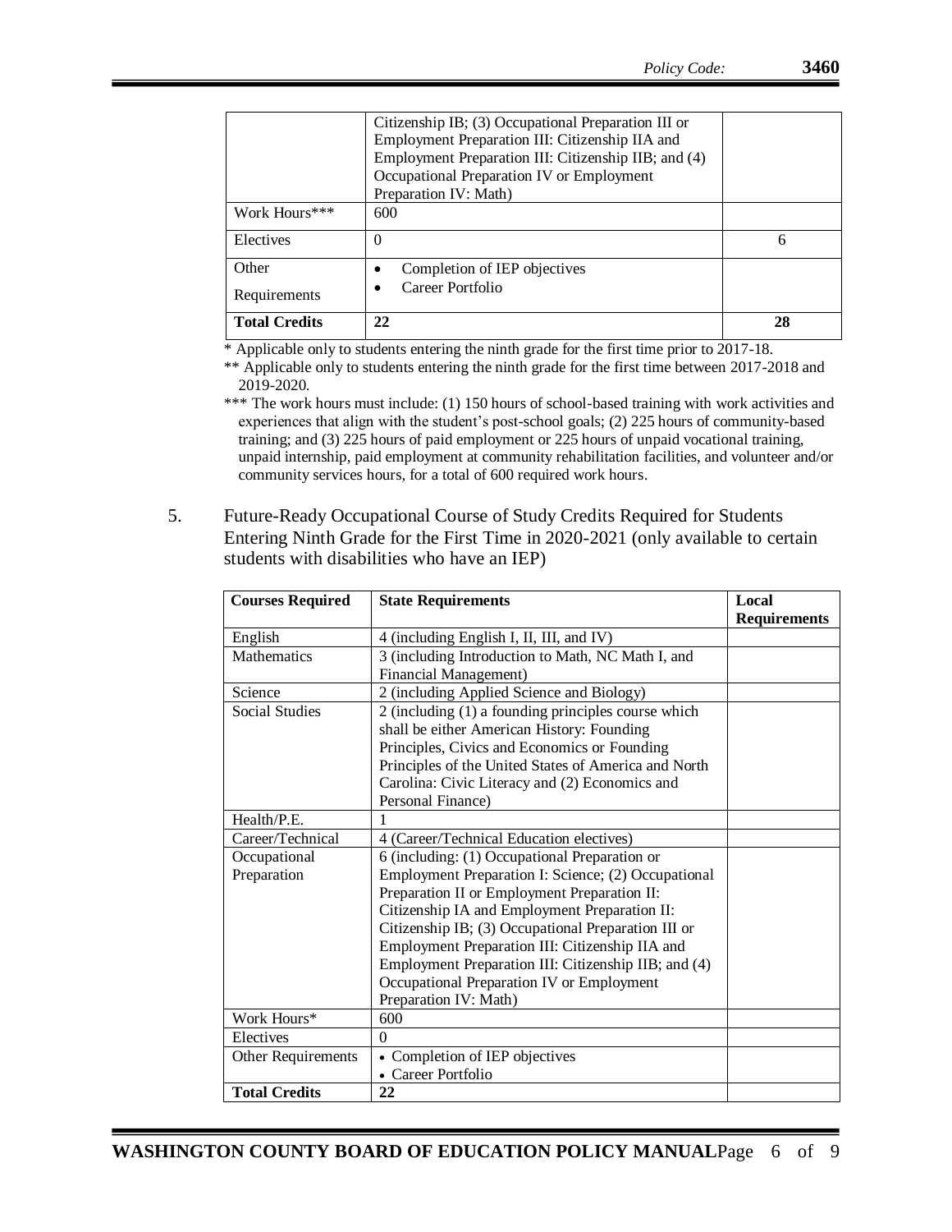| | | |
|---|---|---|
| | Citizenship IB; (3) Occupational Preparation III or Employment Preparation III: Citizenship IIA and Employment Preparation III: Citizenship IIB; and (4) Occupational Preparation IV or Employment Preparation IV: Math) | |
| Work Hours*** | 600 | |
| Electives | 0 | 6 |
| Other Requirements | • Completion of IEP objectives<br>• Career Portfolio | |
| **Total Credits** | **22** | **28** |

* Applicable only to students entering the ninth grade for the first time prior to 2017-18.

** Applicable only to students entering the ninth grade for the first time between 2017-2018 and 2019-2020.

*** The work hours must include: (1) 150 hours of school-based training with work activities and experiences that align with the student's post-school goals; (2) 225 hours of community-based training; and (3) 225 hours of paid employment or 225 hours of unpaid vocational training, unpaid internship, paid employment at community rehabilitation facilities, and volunteer and/or community services hours, for a total of 600 required work hours.

5. Future-Ready Occupational Course of Study Credits Required for Students Entering Ninth Grade for the First Time in 2020-2021 (only available to certain students with disabilities who have an IEP)

| **Courses Required** | **State Requirements** | **Local Requirements** |
|---|---|---|
| English | 4 (including English I, II, III, and IV) | |
| Mathematics | 3 (including Introduction to Math, NC Math I, and Financial Management) | |
| Science | 2 (including Applied Science and Biology) | |
| Social Studies | 2 (including (1) a founding principles course which shall be either American History: Founding Principles, Civics and Economics or Founding Principles of the United States of America and North Carolina: Civic Literacy and (2) Economics and Personal Finance) | |
| Health/P.E. | 1 | |
| Career/Technical | 4 (Career/Technical Education electives) | |
| Occupational Preparation | 6 (including: (1) Occupational Preparation or Employment Preparation I: Science; (2) Occupational Preparation II or Employment Preparation II: Citizenship IA and Employment Preparation II: Citizenship IB; (3) Occupational Preparation III or Employment Preparation III: Citizenship IIA and Employment Preparation III: Citizenship IIB; and (4) Occupational Preparation IV or Employment Preparation IV: Math) | |
| Work Hours* | 600 | |
| Electives | 0 | |
| Other Requirements | • Completion of IEP objectives<br>• Career Portfolio | |
| **Total Credits** | **22** | |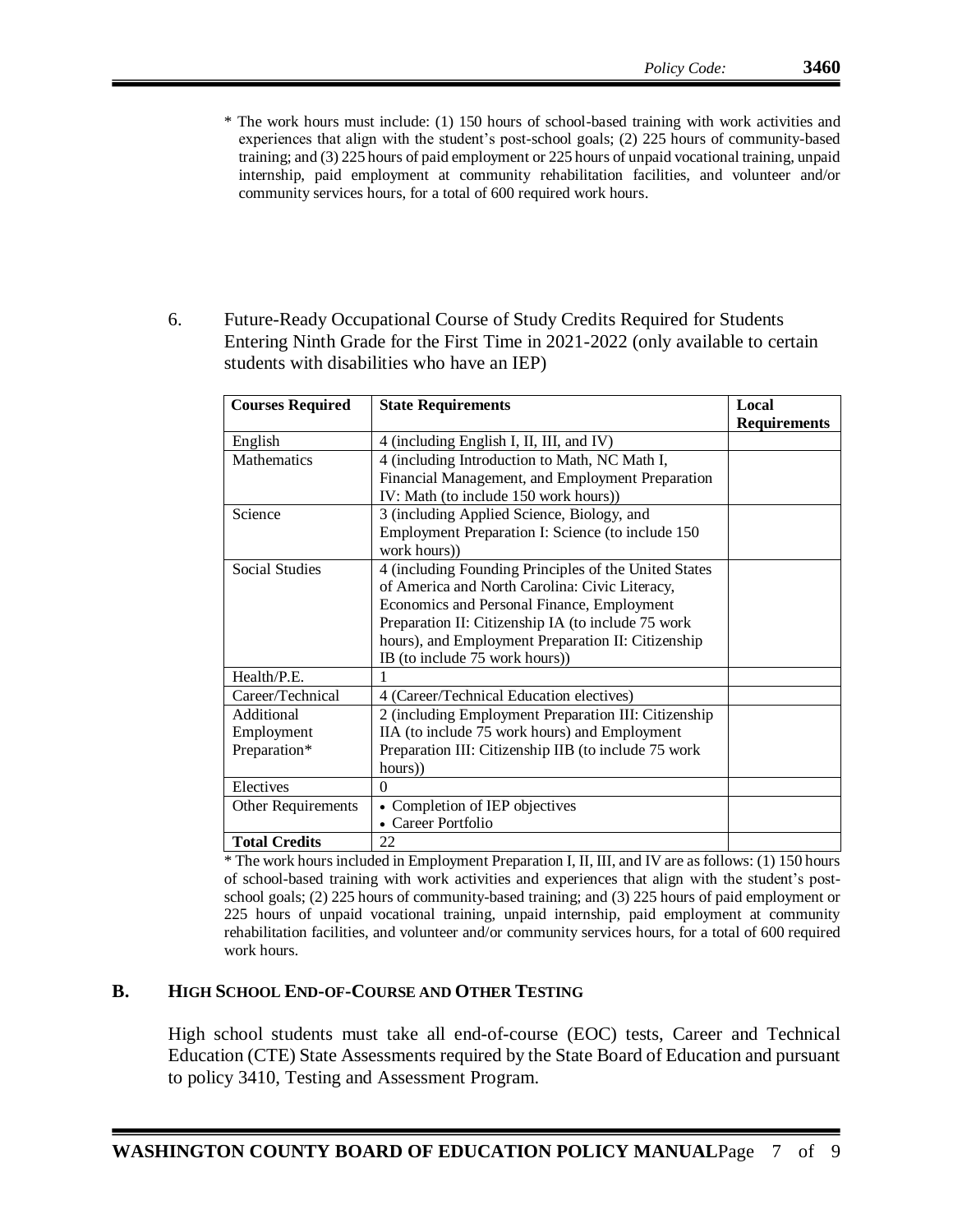\* The work hours must include: (1) 150 hours of school-based training with work activities and experiences that align with the student's post-school goals; (2) 225 hours of community-based training; and (3) 225 hours of paid employment or 225 hours of unpaid vocational training, unpaid internship, paid employment at community rehabilitation facilities, and volunteer and/or community services hours, for a total of 600 required work hours.

6. Future-Ready Occupational Course of Study Credits Required for Students Entering Ninth Grade for the First Time in 2021-2022 (only available to certain students with disabilities who have an IEP)

| **Courses Required** | **State Requirements** | **Local Requirements** |
|---|---|---|
| English | 4 (including English I, II, III, and IV) | |
| Mathematics | 4 (including Introduction to Math, NC Math I, Financial Management, and Employment Preparation IV: Math (to include 150 work hours)) | |
| Science | 3 (including Applied Science, Biology, and Employment Preparation I: Science (to include 150 work hours)) | |
| Social Studies | 4 (including Founding Principles of the United States of America and North Carolina: Civic Literacy, Economics and Personal Finance, Employment Preparation II: Citizenship IA (to include 75 work hours), and Employment Preparation II: Citizenship IB (to include 75 work hours)) | |
| Health/P.E. | 1 | |
| Career/Technical | 4 (Career/Technical Education electives) | |
| Additional Employment Preparation* | 2 (including Employment Preparation III: Citizenship IIA (to include 75 work hours) and Employment Preparation III: Citizenship IIB (to include 75 work hours)) | |
| Electives | 0 | |
| Other Requirements | • Completion of IEP objectives<br>• Career Portfolio | |
| **Total Credits** | 22 | |

\* The work hours included in Employment Preparation I, II, III, and IV are as follows: (1) 150 hours of school-based training with work activities and experiences that align with the student's post-school goals; (2) 225 hours of community-based training; and (3) 225 hours of paid employment or 225 hours of unpaid vocational training, unpaid internship, paid employment at community rehabilitation facilities, and volunteer and/or community services hours, for a total of 600 required work hours.

## B. High School End-of-Course and Other Testing

High school students must take all end-of-course (EOC) tests, Career and Technical Education (CTE) State Assessments required by the State Board of Education and pursuant to policy 3410, Testing and Assessment Program.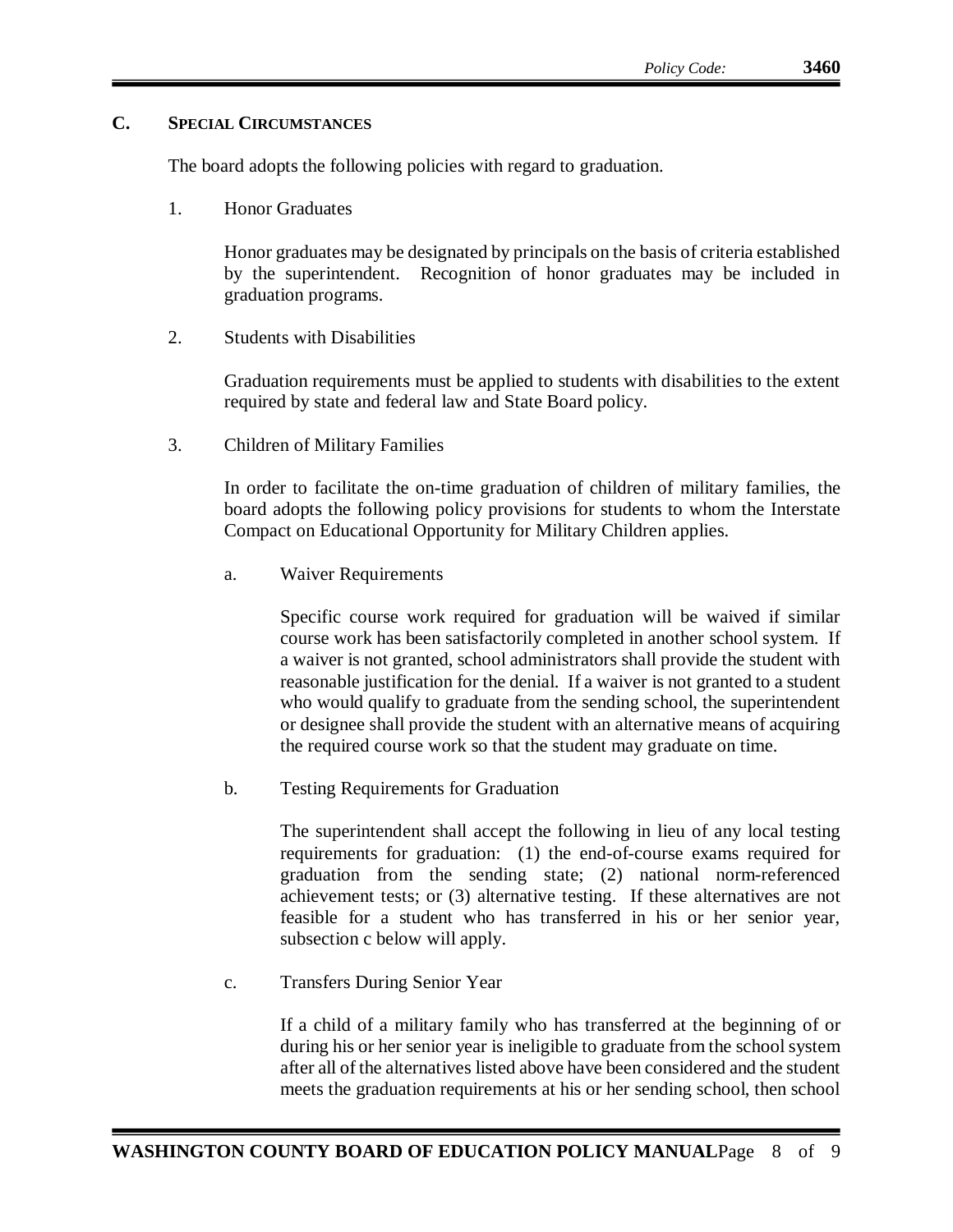## C. Special Circumstances

The board adopts the following policies with regard to graduation.

1. Honor Graduates

   Honor graduates may be designated by principals on the basis of criteria established by the superintendent. Recognition of honor graduates may be included in graduation programs.

2. Students with Disabilities

   Graduation requirements must be applied to students with disabilities to the extent required by state and federal law and State Board policy.

3. Children of Military Families

   In order to facilitate the on-time graduation of children of military families, the board adopts the following policy provisions for students to whom the Interstate Compact on Educational Opportunity for Military Children applies.

   a. Waiver Requirements

      Specific course work required for graduation will be waived if similar course work has been satisfactorily completed in another school system. If a waiver is not granted, school administrators shall provide the student with reasonable justification for the denial. If a waiver is not granted to a student who would qualify to graduate from the sending school, the superintendent or designee shall provide the student with an alternative means of acquiring the required course work so that the student may graduate on time.

   b. Testing Requirements for Graduation

      The superintendent shall accept the following in lieu of any local testing requirements for graduation: (1) the end-of-course exams required for graduation from the sending state; (2) national norm-referenced achievement tests; or (3) alternative testing. If these alternatives are not feasible for a student who has transferred in his or her senior year, subsection c below will apply.

   c. Transfers During Senior Year

      If a child of a military family who has transferred at the beginning of or during his or her senior year is ineligible to graduate from the school system after all of the alternatives listed above have been considered and the student meets the graduation requirements at his or her sending school, then school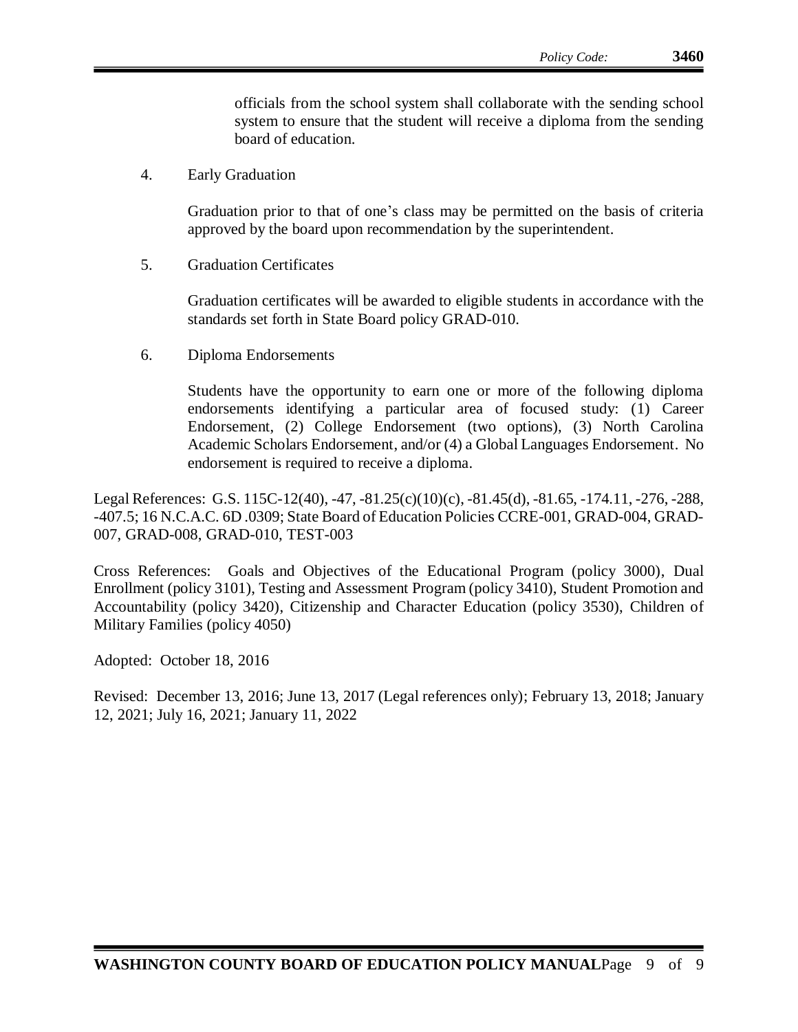officials from the school system shall collaborate with the sending school system to ensure that the student will receive a diploma from the sending board of education.

4. Early Graduation

   Graduation prior to that of one's class may be permitted on the basis of criteria approved by the board upon recommendation by the superintendent.

5. Graduation Certificates

   Graduation certificates will be awarded to eligible students in accordance with the standards set forth in State Board policy GRAD-010.

6. Diploma Endorsements

   Students have the opportunity to earn one or more of the following diploma endorsements identifying a particular area of focused study: (1) Career Endorsement, (2) College Endorsement (two options), (3) North Carolina Academic Scholars Endorsement, and/or (4) a Global Languages Endorsement. No endorsement is required to receive a diploma.

Legal References: G.S. 115C-12(40), -47, -81.25(c)(10)(c), -81.45(d), -81.65, -174.11, -276, -288, -407.5; 16 N.C.A.C. 6D .0309; State Board of Education Policies CCRE-001, GRAD-004, GRAD-007, GRAD-008, GRAD-010, TEST-003

Cross References: Goals and Objectives of the Educational Program (policy 3000), Dual Enrollment (policy 3101), Testing and Assessment Program (policy 3410), Student Promotion and Accountability (policy 3420), Citizenship and Character Education (policy 3530), Children of Military Families (policy 4050)

Adopted: October 18, 2016

Revised: December 13, 2016; June 13, 2017 (Legal references only); February 13, 2018; January 12, 2021; July 16, 2021; January 11, 2022